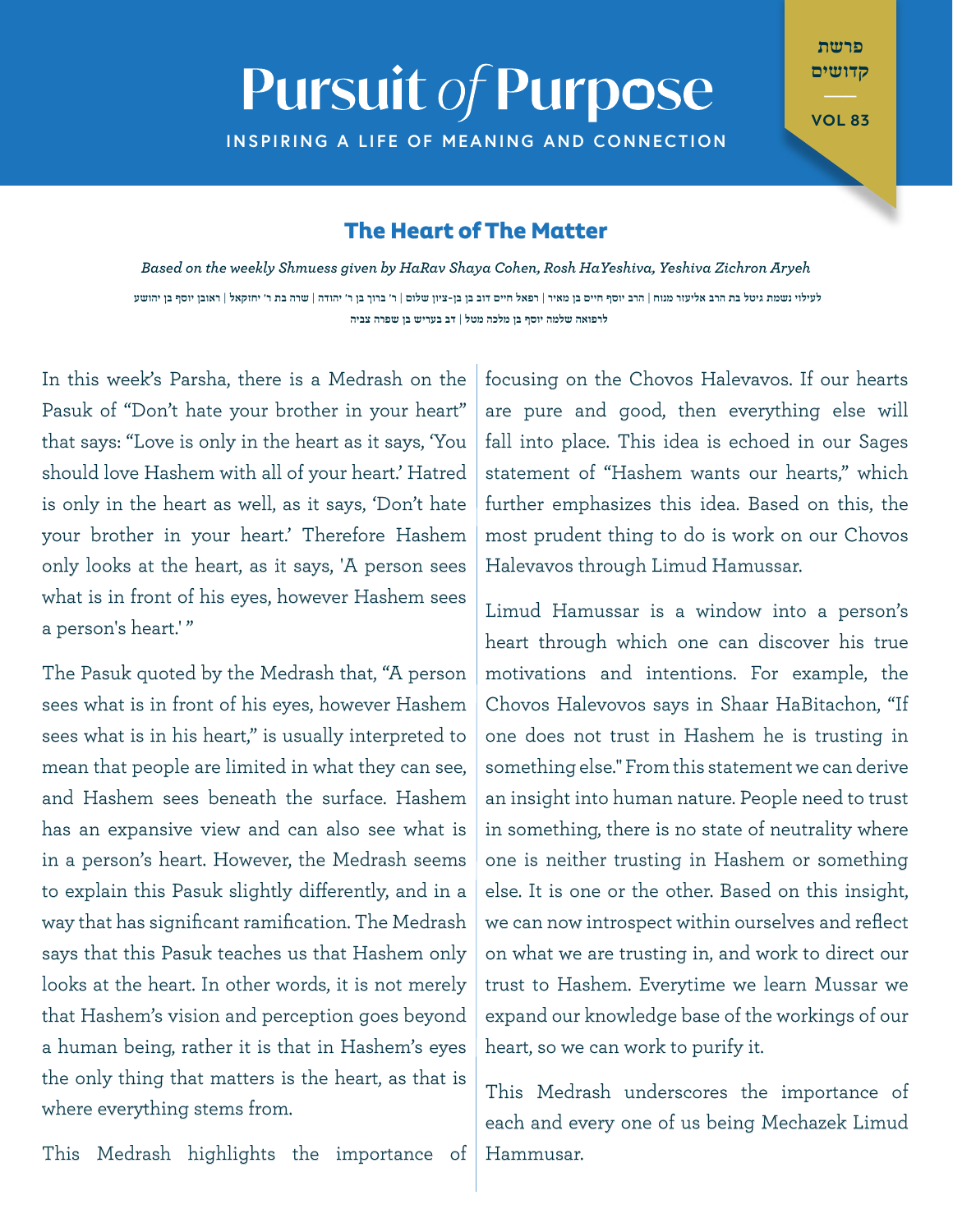# Pursuit *of* Purpose

INSPIRING A LIFE OF MEANING AND CONNECTION

פרשת
קדושים

VOL 83

## The Heart of The Matter

*Based on the weekly Shmuess given by HaRav Shaya Cohen, Rosh HaYeshiva, Yeshiva Zichron Aryeh*

לעילוי נשמת גיטל בת הרב אליעזר מנוח | הרב יוסף חיים בן מאיר | רפאל חיים דוב בן בן-ציון שלום | ר' ברוך בן ר' יהודה | שרה בת ר' יחזקאל | ראובן יוסף בן יהושע

לרפואה שלמה יוסף בן מלכה מטל | דב בעריש בן שפרה צביה

In this week's Parsha, there is a Medrash on the Pasuk of "Don't hate your brother in your heart" that says: "Love is only in the heart as it says, 'You should love Hashem with all of your heart.' Hatred is only in the heart as well, as it says, 'Don't hate your brother in your heart.' Therefore Hashem only looks at the heart, as it says, 'A person sees what is in front of his eyes, however Hashem sees a person's heart.' "

The Pasuk quoted by the Medrash that, "A person sees what is in front of his eyes, however Hashem sees what is in his heart," is usually interpreted to mean that people are limited in what they can see, and Hashem sees beneath the surface. Hashem has an expansive view and can also see what is in a person's heart. However, the Medrash seems to explain this Pasuk slightly differently, and in a way that has significant ramification. The Medrash says that this Pasuk teaches us that Hashem only looks at the heart. In other words, it is not merely that Hashem's vision and perception goes beyond a human being, rather it is that in Hashem's eyes the only thing that matters is the heart, as that is where everything stems from.

This Medrash highlights the importance of focusing on the Chovos Halevavos. If our hearts are pure and good, then everything else will fall into place. This idea is echoed in our Sages statement of "Hashem wants our hearts," which further emphasizes this idea. Based on this, the most prudent thing to do is work on our Chovos Halevavos through Limud Hamussar.

Limud Hamussar is a window into a person's heart through which one can discover his true motivations and intentions. For example, the Chovos Halevovos says in Shaar HaBitachon, "If one does not trust in Hashem he is trusting in something else." From this statement we can derive an insight into human nature. People need to trust in something, there is no state of neutrality where one is neither trusting in Hashem or something else. It is one or the other. Based on this insight, we can now introspect within ourselves and reflect on what we are trusting in, and work to direct our trust to Hashem. Everytime we learn Mussar we expand our knowledge base of the workings of our heart, so we can work to purify it.

This Medrash underscores the importance of each and every one of us being Mechazek Limud Hammusar.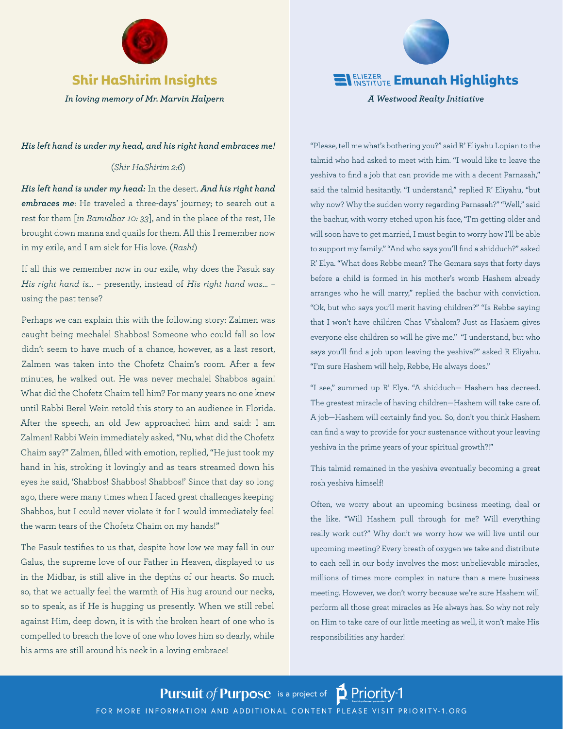## Shir HaShirim Insights

*In loving memory of Mr. Marvin Halpern*

***His left hand is under my head, and his right hand embraces me!***

(*Shir HaShirim 2:6*)

***His left hand is under my head:*** In the desert. ***And his right hand embraces me***: He traveled a three-days' journey; to search out a rest for them [*in Bamidbar 10: 33*], and in the place of the rest, He brought down manna and quails for them. All this I remember now in my exile, and I am sick for His love. (*Rashi*)

If all this we remember now in our exile, why does the Pasuk say *His right hand is...* – presently, instead of *His right hand was...* – using the past tense?

Perhaps we can explain this with the following story: Zalmen was caught being mechalel Shabbos! Someone who could fall so low didn't seem to have much of a chance, however, as a last resort, Zalmen was taken into the Chofetz Chaim's room. After a few minutes, he walked out. He was never mechalel Shabbos again! What did the Chofetz Chaim tell him? For many years no one knew until Rabbi Berel Wein retold this story to an audience in Florida. After the speech, an old Jew approached him and said: I am Zalmen! Rabbi Wein immediately asked, "Nu, what did the Chofetz Chaim say?" Zalmen, filled with emotion, replied, "He just took my hand in his, stroking it lovingly and as tears streamed down his eyes he said, 'Shabbos! Shabbos! Shabbos!' Since that day so long ago, there were many times when I faced great challenges keeping Shabbos, but I could never violate it for I would immediately feel the warm tears of the Chofetz Chaim on my hands!"

The Pasuk testifies to us that, despite how low we may fall in our Galus, the supreme love of our Father in Heaven, displayed to us in the Midbar, is still alive in the depths of our hearts. So much so, that we actually feel the warmth of His hug around our necks, so to speak, as if He is hugging us presently. When we still rebel against Him, deep down, it is with the broken heart of one who is compelled to breach the love of one who loves him so dearly, while his arms are still around his neck in a loving embrace!

## ELIEZER INSTITUTE Emunah Highlights

*A Westwood Realty Initiative*

"Please, tell me what's bothering you?" said R' Eliyahu Lopian to the talmid who had asked to meet with him. "I would like to leave the yeshiva to find a job that can provide me with a decent Parnasah," said the talmid hesitantly. "I understand," replied R' Eliyahu, "but why now? Why the sudden worry regarding Parnasah?" "Well," said the bachur, with worry etched upon his face, "I'm getting older and will soon have to get married, I must begin to worry how I'll be able to support my family." "And who says you'll find a shidduch?" asked R' Elya. "What does Rebbe mean? The Gemara says that forty days before a child is formed in his mother's womb Hashem already arranges who he will marry," replied the bachur with conviction. "Ok, but who says you'll merit having children?" "Is Rebbe saying that I won't have children Chas V'shalom? Just as Hashem gives everyone else children so will he give me." "I understand, but who says you'll find a job upon leaving the yeshiva?" asked R Eliyahu. "I'm sure Hashem will help, Rebbe, He always does."

"I see," summed up R' Elya. "A shidduch— Hashem has decreed. The greatest miracle of having children—Hashem will take care of. A job—Hashem will certainly find you. So, don't you think Hashem can find a way to provide for your sustenance without your leaving yeshiva in the prime years of your spiritual growth?!"

This talmid remained in the yeshiva eventually becoming a great rosh yeshiva himself!

Often, we worry about an upcoming business meeting, deal or the like. "Will Hashem pull through for me? Will everything really work out?" Why don't we worry how we will live until our upcoming meeting? Every breath of oxygen we take and distribute to each cell in our body involves the most unbelievable miracles, millions of times more complex in nature than a mere business meeting. However, we don't worry because we're sure Hashem will perform all those great miracles as He always has. So why not rely on Him to take care of our little meeting as well, it won't make His responsibilities any harder!

**Pursuit *of* Purpose** is a project of Priority-1

FOR MORE INFORMATION AND ADDITIONAL CONTENT PLEASE VISIT PRIORITY-1.ORG